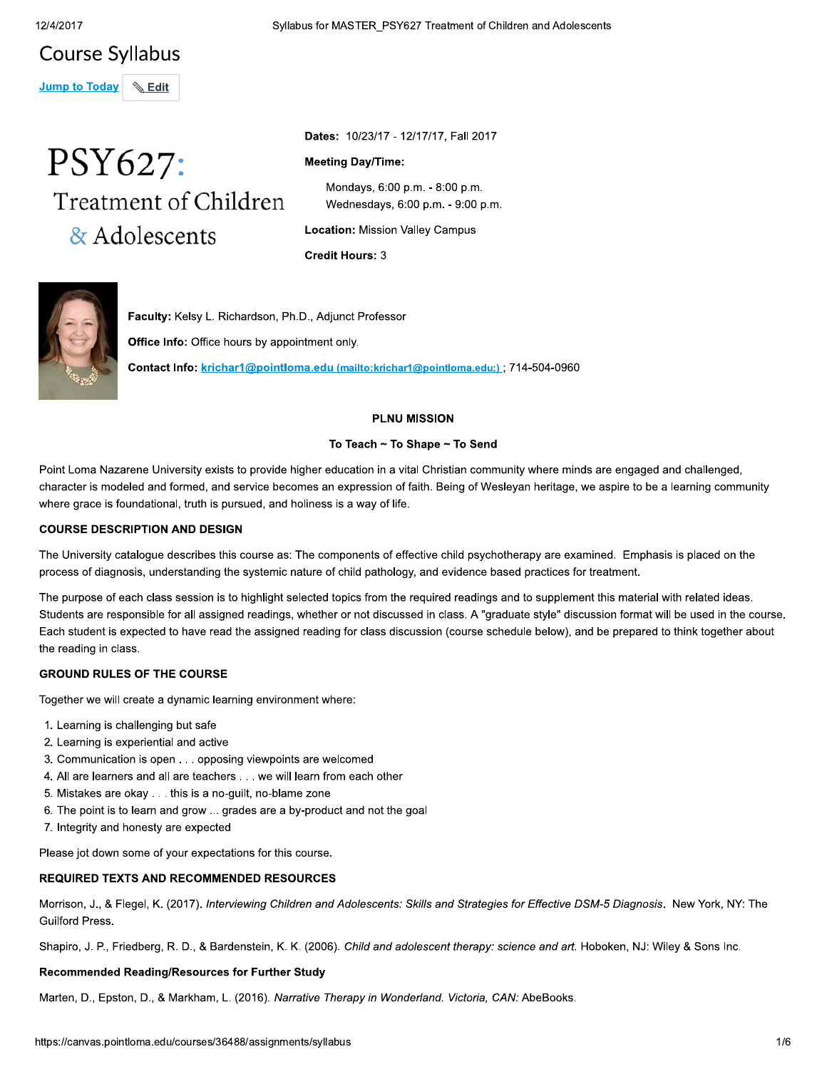# Course Syllabus

Jump to Today Edit

# PSY627: Treatment of Children & Adolescents

**Dates:** 10/23/17 - 12/17/17, Fall 2017

**Meeting Day/Time:**

Mondays, 6:00 p.m. - 8:00 p.m.
Wednesdays, 6:00 p.m. - 9:00 p.m.

**Location:** Mission Valley Campus

**Credit Hours:** 3

**Faculty:** Kelsy L. Richardson, Ph.D., Adjunct Professor

**Office Info:** Office hours by appointment only.

**Contact Info:** krichar1@pointloma.edu (mailto:krichar1@pointloma.edu;) ; 714-504-0960

## PLNU MISSION

**To Teach ~ To Shape ~ To Send**

Point Loma Nazarene University exists to provide higher education in a vital Christian community where minds are engaged and challenged, character is modeled and formed, and service becomes an expression of faith. Being of Wesleyan heritage, we aspire to be a learning community where grace is foundational, truth is pursued, and holiness is a way of life.

## COURSE DESCRIPTION AND DESIGN

The University catalogue describes this course as: The components of effective child psychotherapy are examined. Emphasis is placed on the process of diagnosis, understanding the systemic nature of child pathology, and evidence based practices for treatment.

The purpose of each class session is to highlight selected topics from the required readings and to supplement this material with related ideas. Students are responsible for all assigned readings, whether or not discussed in class. A "graduate style" discussion format will be used in the course. Each student is expected to have read the assigned reading for class discussion (course schedule below), and be prepared to think together about the reading in class.

## GROUND RULES OF THE COURSE

Together we will create a dynamic learning environment where:

1. Learning is challenging but safe
2. Learning is experiential and active
3. Communication is open . . . opposing viewpoints are welcomed
4. All are learners and all are teachers . . . we will learn from each other
5. Mistakes are okay . . . this is a no-guilt, no-blame zone
6. The point is to learn and grow ... grades are a by-product and not the goal
7. Integrity and honesty are expected

Please jot down some of your expectations for this course.

## REQUIRED TEXTS AND RECOMMENDED RESOURCES

Morrison, J., & Flegel, K. (2017). *Interviewing Children and Adolescents: Skills and Strategies for Effective DSM-5 Diagnosis*. New York, NY: The Guilford Press.

Shapiro, J. P., Friedberg, R. D., & Bardenstein, K. K. (2006). *Child and adolescent therapy: science and art.* Hoboken, NJ: Wiley & Sons Inc.

### Recommended Reading/Resources for Further Study

Marten, D., Epston, D., & Markham, L. (2016). *Narrative Therapy in Wonderland. Victoria, CAN:* AbeBooks.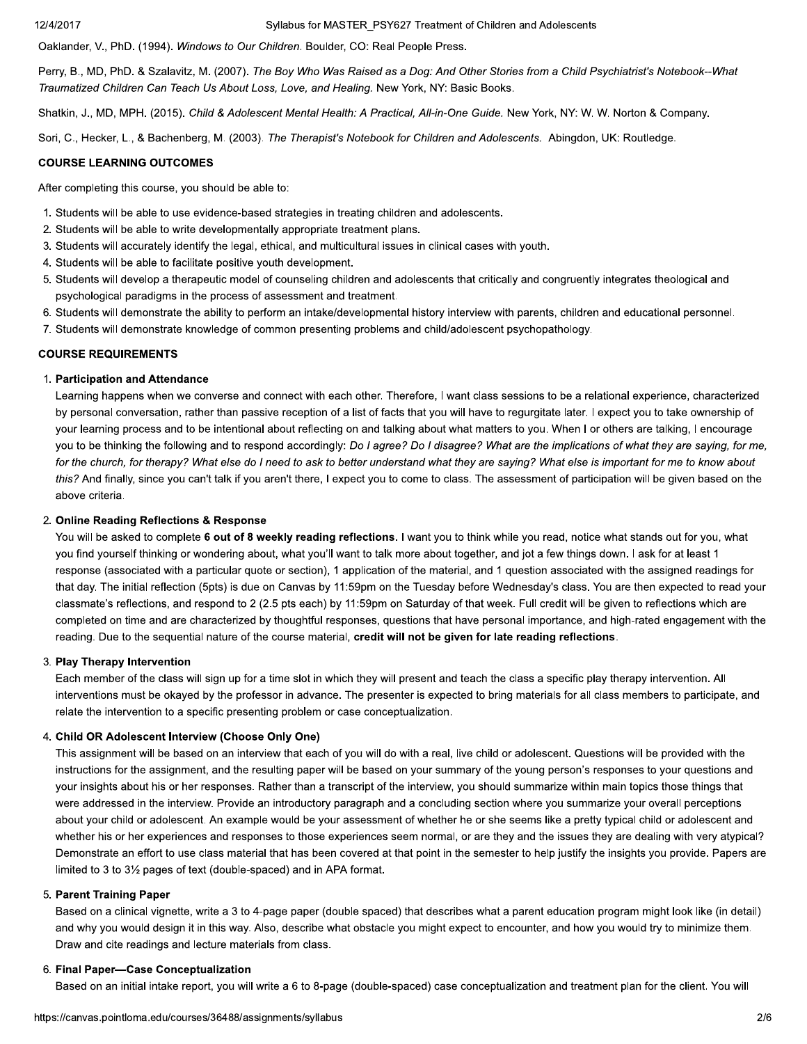Oaklander, V., PhD. (1994). *Windows to Our Children.* Boulder, CO: Real People Press.

Perry, B., MD, PhD. & Szalavitz, M. (2007). *The Boy Who Was Raised as a Dog: And Other Stories from a Child Psychiatrist's Notebook--What Traumatized Children Can Teach Us About Loss, Love, and Healing.* New York, NY: Basic Books.

Shatkin, J., MD, MPH. (2015). *Child & Adolescent Mental Health: A Practical, All-in-One Guide.* New York, NY: W. W. Norton & Company.

Sori, C., Hecker, L., & Bachenberg, M. (2003). *The Therapist's Notebook for Children and Adolescents.* Abingdon, UK: Routledge.

## COURSE LEARNING OUTCOMES

After completing this course, you should be able to:

1. Students will be able to use evidence-based strategies in treating children and adolescents.
2. Students will be able to write developmentally appropriate treatment plans.
3. Students will accurately identify the legal, ethical, and multicultural issues in clinical cases with youth.
4. Students will be able to facilitate positive youth development.
5. Students will develop a therapeutic model of counseling children and adolescents that critically and congruently integrates theological and psychological paradigms in the process of assessment and treatment.
6. Students will demonstrate the ability to perform an intake/developmental history interview with parents, children and educational personnel.
7. Students will demonstrate knowledge of common presenting problems and child/adolescent psychopathology.

## COURSE REQUIREMENTS

1. **Participation and Attendance**
   Learning happens when we converse and connect with each other. Therefore, I want class sessions to be a relational experience, characterized by personal conversation, rather than passive reception of a list of facts that you will have to regurgitate later. I expect you to take ownership of your learning process and to be intentional about reflecting on and talking about what matters to you. When I or others are talking, I encourage you to be thinking the following and to respond accordingly: *Do I agree? Do I disagree? What are the implications of what they are saying, for me, for the church, for therapy? What else do I need to ask to better understand what they are saying? What else is important for me to know about this?* And finally, since you can't talk if you aren't there, I expect you to come to class. The assessment of participation will be given based on the above criteria.

2. **Online Reading Reflections & Response**
   You will be asked to complete **6 out of 8 weekly reading reflections.** I want you to think while you read, notice what stands out for you, what you find yourself thinking or wondering about, what you'll want to talk more about together, and jot a few things down. I ask for at least 1 response (associated with a particular quote or section), 1 application of the material, and 1 question associated with the assigned readings for that day. The initial reflection (5pts) is due on Canvas by 11:59pm on the Tuesday before Wednesday's class. You are then expected to read your classmate's reflections, and respond to 2 (2.5 pts each) by 11:59pm on Saturday of that week. Full credit will be given to reflections which are completed on time and are characterized by thoughtful responses, questions that have personal importance, and high-rated engagement with the reading. Due to the sequential nature of the course material, **credit will not be given for late reading reflections**.

3. **Play Therapy Intervention**
   Each member of the class will sign up for a time slot in which they will present and teach the class a specific play therapy intervention. All interventions must be okayed by the professor in advance. The presenter is expected to bring materials for all class members to participate, and relate the intervention to a specific presenting problem or case conceptualization.

4. **Child OR Adolescent Interview (Choose Only One)**
   This assignment will be based on an interview that each of you will do with a real, live child or adolescent. Questions will be provided with the instructions for the assignment, and the resulting paper will be based on your summary of the young person's responses to your questions and your insights about his or her responses. Rather than a transcript of the interview, you should summarize within main topics those things that were addressed in the interview. Provide an introductory paragraph and a concluding section where you summarize your overall perceptions about your child or adolescent. An example would be your assessment of whether he or she seems like a pretty typical child or adolescent and whether his or her experiences and responses to those experiences seem normal, or are they and the issues they are dealing with very atypical? Demonstrate an effort to use class material that has been covered at that point in the semester to help justify the insights you provide. Papers are limited to 3 to 3½ pages of text (double-spaced) and in APA format.

5. **Parent Training Paper**
   Based on a clinical vignette, write a 3 to 4-page paper (double spaced) that describes what a parent education program might look like (in detail) and why you would design it in this way. Also, describe what obstacle you might expect to encounter, and how you would try to minimize them. Draw and cite readings and lecture materials from class.

6. **Final Paper—Case Conceptualization**
   Based on an initial intake report, you will write a 6 to 8-page (double-spaced) case conceptualization and treatment plan for the client. You will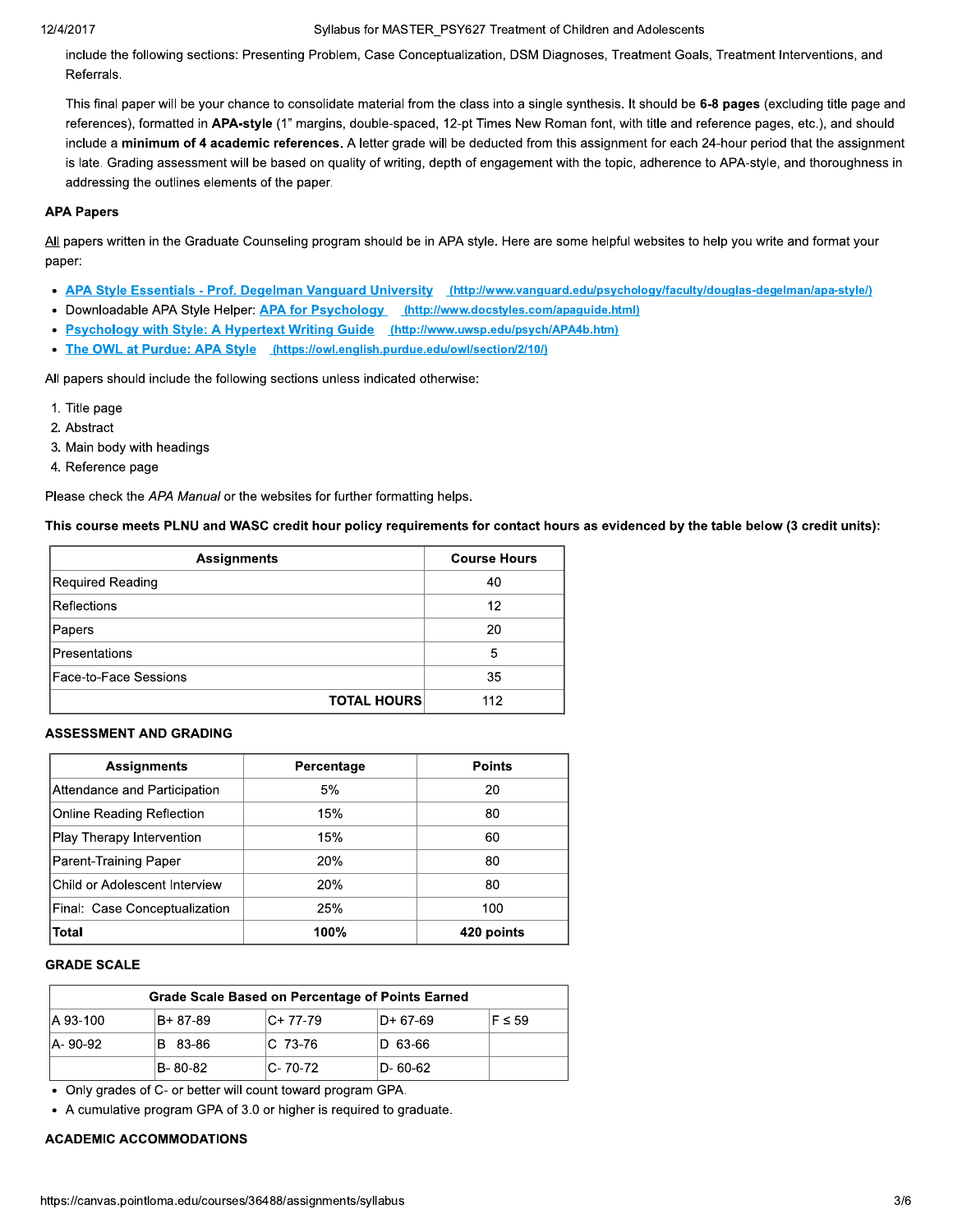include the following sections: Presenting Problem, Case Conceptualization, DSM Diagnoses, Treatment Goals, Treatment Interventions, and Referrals.

This final paper will be your chance to consolidate material from the class into a single synthesis. It should be **6-8 pages** (excluding title page and references), formatted in **APA-style** (1" margins, double-spaced, 12-pt Times New Roman font, with title and reference pages, etc.), and should include a **minimum of 4 academic references**. A letter grade will be deducted from this assignment for each 24-hour period that the assignment is late. Grading assessment will be based on quality of writing, depth of engagement with the topic, adherence to APA-style, and thoroughness in addressing the outlines elements of the paper.

### APA Papers

All papers written in the Graduate Counseling program should be in APA style. Here are some helpful websites to help you write and format your paper:

- [APA Style Essentials - Prof. Degelman Vanguard University](http://www.vanguard.edu/psychology/faculty/douglas-degelman/apa-style/) (http://www.vanguard.edu/psychology/faculty/douglas-degelman/apa-style/)
- Downloadable APA Style Helper: [APA for Psychology](http://www.docstyles.com/apaguide.html) (http://www.docstyles.com/apaguide.html)
- [Psychology with Style: A Hypertext Writing Guide](http://www.uwsp.edu/psych/APA4b.htm) (http://www.uwsp.edu/psych/APA4b.htm)
- [The OWL at Purdue: APA Style](https://owl.english.purdue.edu/owl/section/2/10/) (https://owl.english.purdue.edu/owl/section/2/10/)

All papers should include the following sections unless indicated otherwise:

1. Title page
2. Abstract
3. Main body with headings
4. Reference page

Please check the *APA Manual* or the websites for further formatting helps.

**This course meets PLNU and WASC credit hour policy requirements for contact hours as evidenced by the table below (3 credit units):**

| Assignments | Course Hours |
|---|---|
| Required Reading | 40 |
| Reflections | 12 |
| Papers | 20 |
| Presentations | 5 |
| Face-to-Face Sessions | 35 |
| **TOTAL HOURS** | 112 |

### ASSESSMENT AND GRADING

| Assignments | Percentage | Points |
|---|---|---|
| Attendance and Participation | 5% | 20 |
| Online Reading Reflection | 15% | 80 |
| Play Therapy Intervention | 15% | 60 |
| Parent-Training Paper | 20% | 80 |
| Child or Adolescent Interview | 20% | 80 |
| Final: Case Conceptualization | 25% | 100 |
| **Total** | **100%** | **420 points** |

### GRADE SCALE

| Grade Scale Based on Percentage of Points Earned | | | | |
|---|---|---|---|---|
| A 93-100 | B+ 87-89 | C+ 77-79 | D+ 67-69 | F ≤ 59 |
| A- 90-92 | B 83-86 | C 73-76 | D 63-66 | |
| | B- 80-82 | C- 70-72 | D- 60-62 | |

- Only grades of C- or better will count toward program GPA.
- A cumulative program GPA of 3.0 or higher is required to graduate.

### ACADEMIC ACCOMMODATIONS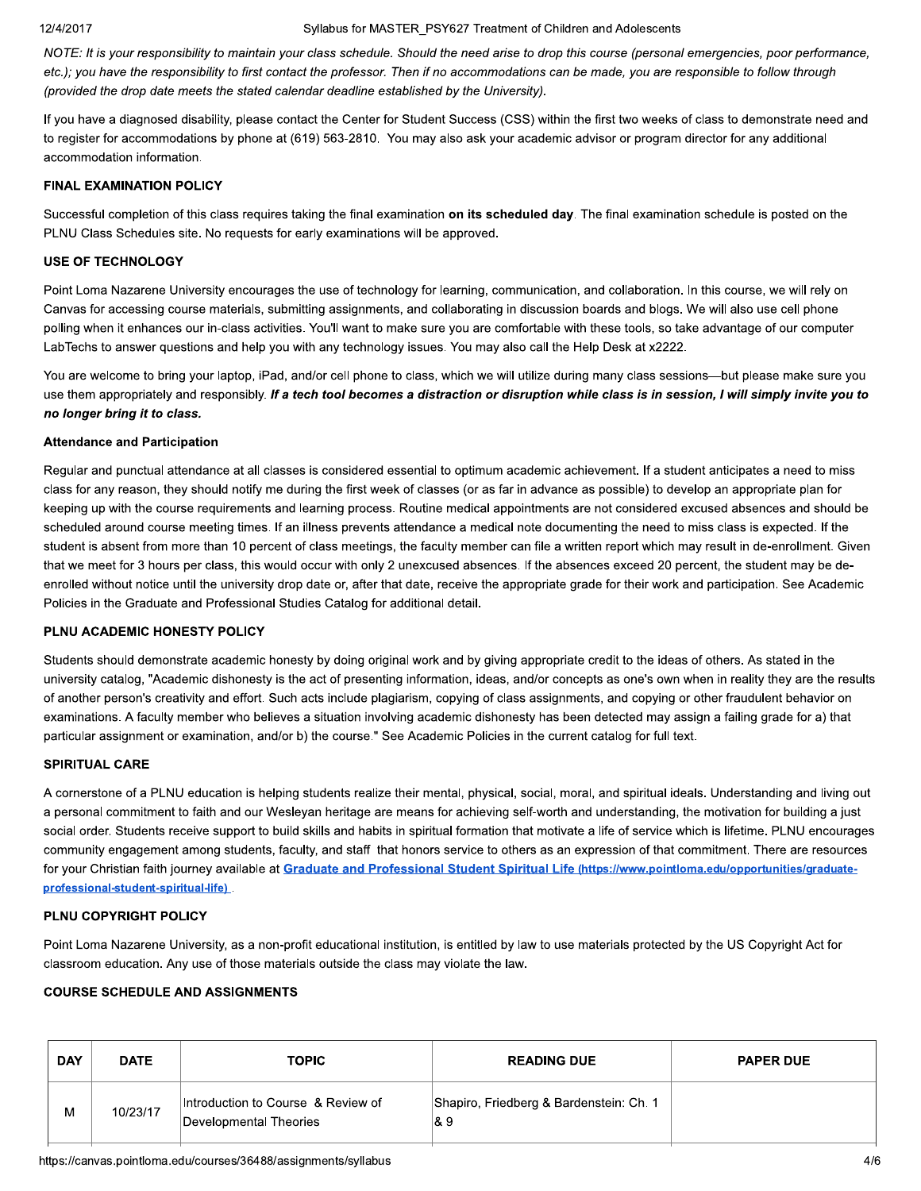*NOTE: It is your responsibility to maintain your class schedule. Should the need arise to drop this course (personal emergencies, poor performance, etc.); you have the responsibility to first contact the professor. Then if no accommodations can be made, you are responsible to follow through (provided the drop date meets the stated calendar deadline established by the University).*

If you have a diagnosed disability, please contact the Center for Student Success (CSS) within the first two weeks of class to demonstrate need and to register for accommodations by phone at (619) 563-2810. You may also ask your academic advisor or program director for any additional accommodation information.

### FINAL EXAMINATION POLICY

Successful completion of this class requires taking the final examination **on its scheduled day**. The final examination schedule is posted on the PLNU Class Schedules site. No requests for early examinations will be approved.

### USE OF TECHNOLOGY

Point Loma Nazarene University encourages the use of technology for learning, communication, and collaboration. In this course, we will rely on Canvas for accessing course materials, submitting assignments, and collaborating in discussion boards and blogs. We will also use cell phone polling when it enhances our in-class activities. You'll want to make sure you are comfortable with these tools, so take advantage of our computer LabTechs to answer questions and help you with any technology issues. You may also call the Help Desk at x2222.

You are welcome to bring your laptop, iPad, and/or cell phone to class, which we will utilize during many class sessions—but please make sure you use them appropriately and responsibly. ***If a tech tool becomes a distraction or disruption while class is in session, I will simply invite you to no longer bring it to class.***

### Attendance and Participation

Regular and punctual attendance at all classes is considered essential to optimum academic achievement. If a student anticipates a need to miss class for any reason, they should notify me during the first week of classes (or as far in advance as possible) to develop an appropriate plan for keeping up with the course requirements and learning process. Routine medical appointments are not considered excused absences and should be scheduled around course meeting times. If an illness prevents attendance a medical note documenting the need to miss class is expected. If the student is absent from more than 10 percent of class meetings, the faculty member can file a written report which may result in de-enrollment. Given that we meet for 3 hours per class, this would occur with only 2 unexcused absences. If the absences exceed 20 percent, the student may be de-enrolled without notice until the university drop date or, after that date, receive the appropriate grade for their work and participation. See Academic Policies in the Graduate and Professional Studies Catalog for additional detail.

### PLNU ACADEMIC HONESTY POLICY

Students should demonstrate academic honesty by doing original work and by giving appropriate credit to the ideas of others. As stated in the university catalog, "Academic dishonesty is the act of presenting information, ideas, and/or concepts as one's own when in reality they are the results of another person's creativity and effort. Such acts include plagiarism, copying of class assignments, and copying or other fraudulent behavior on examinations. A faculty member who believes a situation involving academic dishonesty has been detected may assign a failing grade for a) that particular assignment or examination, and/or b) the course." See Academic Policies in the current catalog for full text.

### SPIRITUAL CARE

A cornerstone of a PLNU education is helping students realize their mental, physical, social, moral, and spiritual ideals. Understanding and living out a personal commitment to faith and our Wesleyan heritage are means for achieving self-worth and understanding, the motivation for building a just social order. Students receive support to build skills and habits in spiritual formation that motivate a life of service which is lifetime. PLNU encourages community engagement among students, faculty, and staff that honors service to others as an expression of that commitment. There are resources for your Christian faith journey available at [Graduate and Professional Student Spiritual Life (https://www.pointloma.edu/opportunities/graduate-professional-student-spiritual-life)](https://www.pointloma.edu/opportunities/graduate-professional-student-spiritual-life).

### PLNU COPYRIGHT POLICY

Point Loma Nazarene University, as a non-profit educational institution, is entitled by law to use materials protected by the US Copyright Act for classroom education. Any use of those materials outside the class may violate the law.

### COURSE SCHEDULE AND ASSIGNMENTS

| DAY | DATE | TOPIC | READING DUE | PAPER DUE |
|---|---|---|---|---|
| M | 10/23/17 | Introduction to Course & Review of Developmental Theories | Shapiro, Friedberg & Bardenstein: Ch. 1 & 9 | |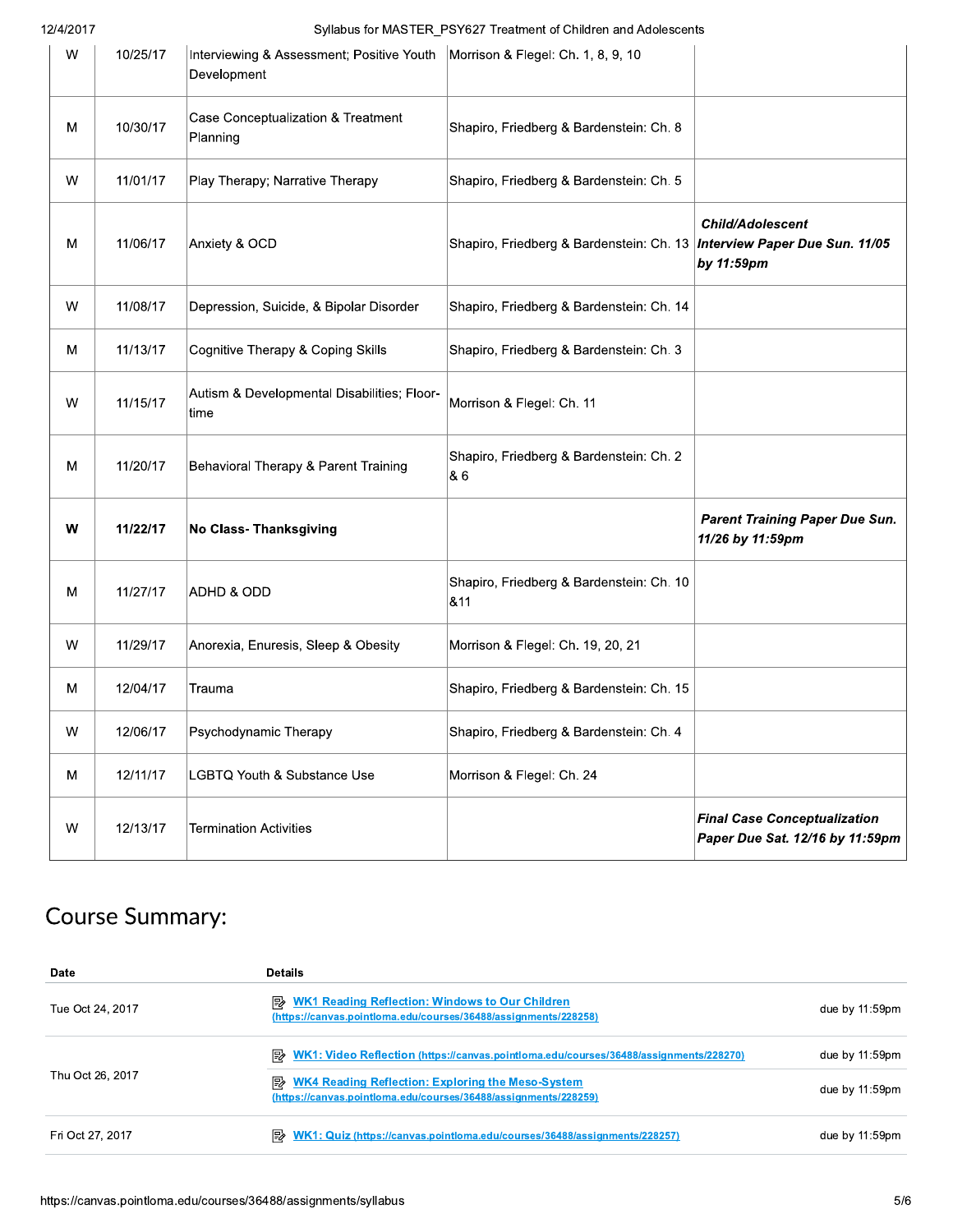| W | 10/25/17 | Interviewing & Assessment; Positive Youth Development | Morrison & Flegel: Ch. 1, 8, 9, 10 | |
|---|---|---|---|---|
| M | 10/30/17 | Case Conceptualization & Treatment Planning | Shapiro, Friedberg & Bardenstein: Ch. 8 | |
| W | 11/01/17 | Play Therapy; Narrative Therapy | Shapiro, Friedberg & Bardenstein: Ch. 5 | |
| M | 11/06/17 | Anxiety & OCD | Shapiro, Friedberg & Bardenstein: Ch. 13 | ***Child/Adolescent Interview Paper Due Sun. 11/05 by 11:59pm*** |
| W | 11/08/17 | Depression, Suicide, & Bipolar Disorder | Shapiro, Friedberg & Bardenstein: Ch. 14 | |
| M | 11/13/17 | Cognitive Therapy & Coping Skills | Shapiro, Friedberg & Bardenstein: Ch. 3 | |
| W | 11/15/17 | Autism & Developmental Disabilities; Floor-time | Morrison & Flegel: Ch. 11 | |
| M | 11/20/17 | Behavioral Therapy & Parent Training | Shapiro, Friedberg & Bardenstein: Ch. 2 & 6 | |
| **W** | **11/22/17** | **No Class- Thanksgiving** | | ***Parent Training Paper Due Sun. 11/26 by 11:59pm*** |
| M | 11/27/17 | ADHD & ODD | Shapiro, Friedberg & Bardenstein: Ch. 10 &11 | |
| W | 11/29/17 | Anorexia, Enuresis, Sleep & Obesity | Morrison & Flegel: Ch. 19, 20, 21 | |
| M | 12/04/17 | Trauma | Shapiro, Friedberg & Bardenstein: Ch. 15 | |
| W | 12/06/17 | Psychodynamic Therapy | Shapiro, Friedberg & Bardenstein: Ch. 4 | |
| M | 12/11/17 | LGBTQ Youth & Substance Use | Morrison & Flegel: Ch. 24 | |
| W | 12/13/17 | Termination Activities | | ***Final Case Conceptualization Paper Due Sat. 12/16 by 11:59pm*** |

# Course Summary:

| Date | Details | |
|---|---|---|
| Tue Oct 24, 2017 | [WK1 Reading Reflection: Windows to Our Children](https://canvas.pointloma.edu/courses/36488/assignments/228258) | due by 11:59pm |
| Thu Oct 26, 2017 | [WK1: Video Reflection](https://canvas.pointloma.edu/courses/36488/assignments/228270) | due by 11:59pm |
| | [WK4 Reading Reflection: Exploring the Meso-System](https://canvas.pointloma.edu/courses/36488/assignments/228259) | due by 11:59pm |
| Fri Oct 27, 2017 | [WK1: Quiz](https://canvas.pointloma.edu/courses/36488/assignments/228257) | due by 11:59pm |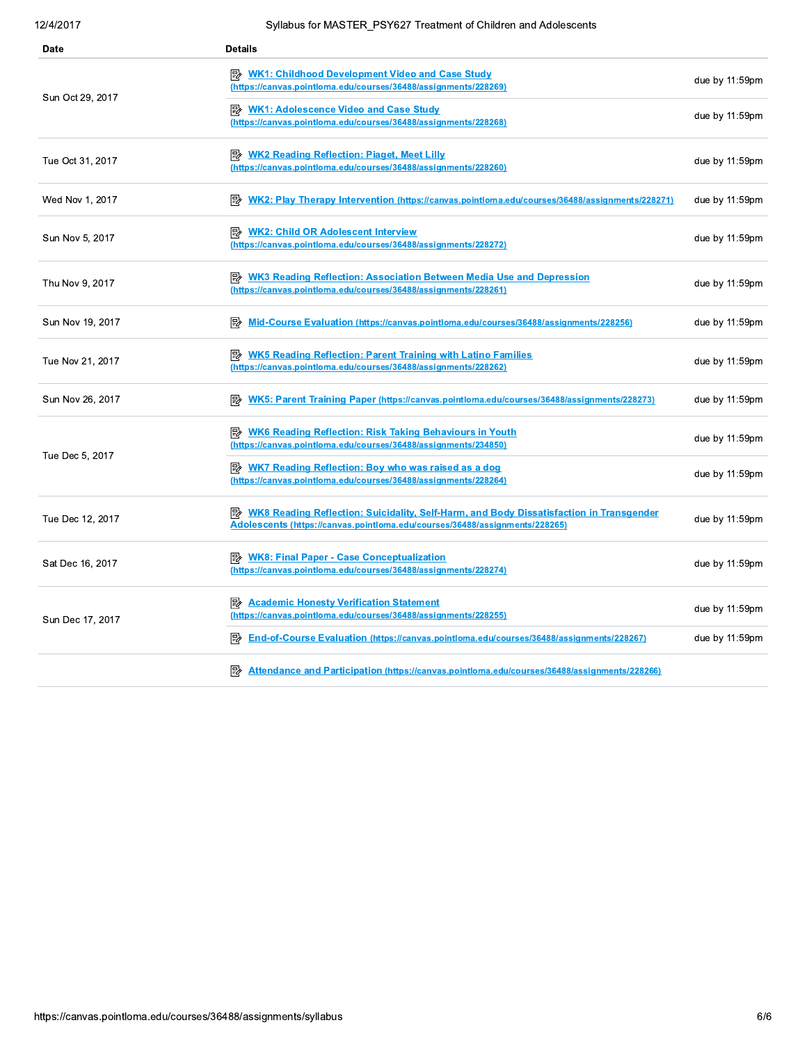| Date | Details | |
|---|---|---|
| Sun Oct 29, 2017 | WK1: Childhood Development Video and Case Study (https://canvas.pointloma.edu/courses/36488/assignments/228269) | due by 11:59pm |
| | WK1: Adolescence Video and Case Study (https://canvas.pointloma.edu/courses/36488/assignments/228268) | due by 11:59pm |
| Tue Oct 31, 2017 | WK2 Reading Reflection: Piaget, Meet Lilly (https://canvas.pointloma.edu/courses/36488/assignments/228260) | due by 11:59pm |
| Wed Nov 1, 2017 | WK2: Play Therapy Intervention (https://canvas.pointloma.edu/courses/36488/assignments/228271) | due by 11:59pm |
| Sun Nov 5, 2017 | WK2: Child OR Adolescent Interview (https://canvas.pointloma.edu/courses/36488/assignments/228272) | due by 11:59pm |
| Thu Nov 9, 2017 | WK3 Reading Reflection: Association Between Media Use and Depression (https://canvas.pointloma.edu/courses/36488/assignments/228261) | due by 11:59pm |
| Sun Nov 19, 2017 | Mid-Course Evaluation (https://canvas.pointloma.edu/courses/36488/assignments/228256) | due by 11:59pm |
| Tue Nov 21, 2017 | WK5 Reading Reflection: Parent Training with Latino Families (https://canvas.pointloma.edu/courses/36488/assignments/228262) | due by 11:59pm |
| Sun Nov 26, 2017 | WK5: Parent Training Paper (https://canvas.pointloma.edu/courses/36488/assignments/228273) | due by 11:59pm |
| Tue Dec 5, 2017 | WK6 Reading Reflection: Risk Taking Behaviours in Youth (https://canvas.pointloma.edu/courses/36488/assignments/234850) | due by 11:59pm |
| | WK7 Reading Reflection: Boy who was raised as a dog (https://canvas.pointloma.edu/courses/36488/assignments/228264) | due by 11:59pm |
| Tue Dec 12, 2017 | WK8 Reading Reflection: Suicidality, Self-Harm, and Body Dissatisfaction in Transgender Adolescents (https://canvas.pointloma.edu/courses/36488/assignments/228265) | due by 11:59pm |
| Sat Dec 16, 2017 | WK8: Final Paper - Case Conceptualization (https://canvas.pointloma.edu/courses/36488/assignments/228274) | due by 11:59pm |
| Sun Dec 17, 2017 | Academic Honesty Verification Statement (https://canvas.pointloma.edu/courses/36488/assignments/228255) | due by 11:59pm |
| | End-of-Course Evaluation (https://canvas.pointloma.edu/courses/36488/assignments/228267) | due by 11:59pm |
| | Attendance and Participation (https://canvas.pointloma.edu/courses/36488/assignments/228266) | |